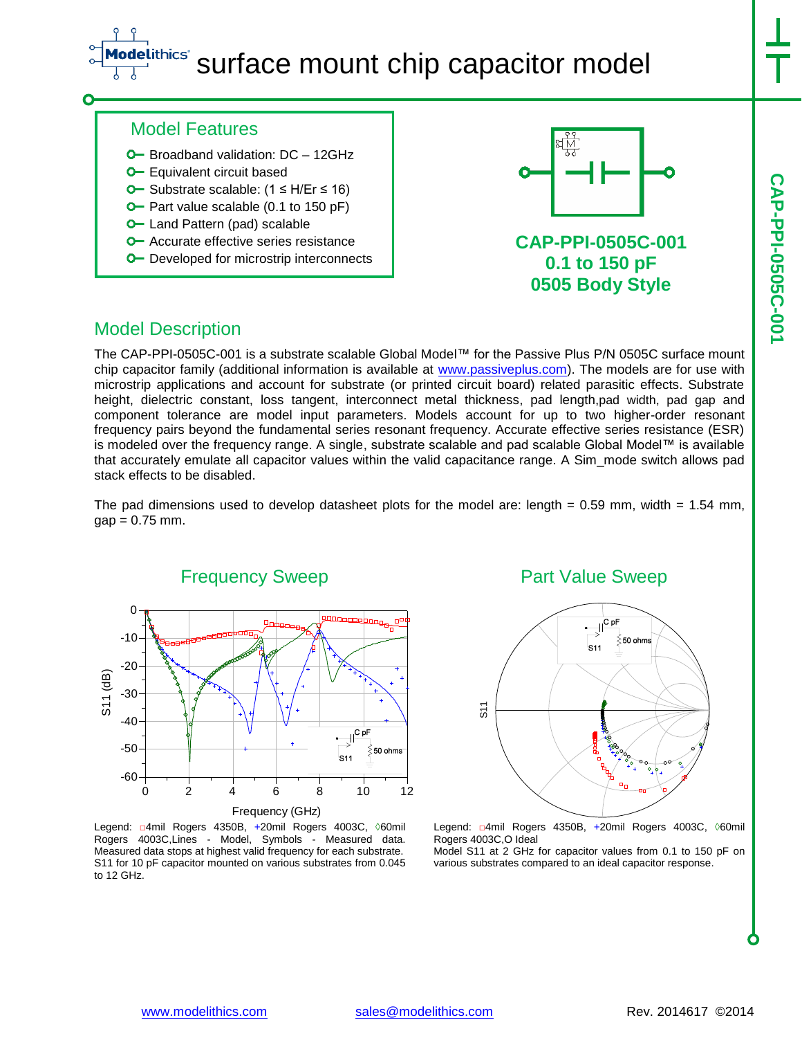# Modelithics® surface mount chip capacitor model

## Model Features

- Broadband validation: DC – 12GHz
- Equivalent circuit based
- Substrate scalable: (1 ≤ H/Er ≤ 16)
- Part value scalable (0.1 to 150 pF)
- Land Pattern (pad) scalable
- Accurate effective series resistance
- Developed for microstrip interconnects

**CAP-PPI-0505C-001**
**0.1 to 150 pF**
**0505 Body Style**

## Model Description

The CAP-PPI-0505C-001 is a substrate scalable Global Model™ for the Passive Plus P/N 0505C surface mount chip capacitor family (additional information is available at www.passiveplus.com). The models are for use with microstrip applications and account for substrate (or printed circuit board) related parasitic effects. Substrate height, dielectric constant, loss tangent, interconnect metal thickness, pad length,pad width, pad gap and component tolerance are model input parameters. Models account for up to two higher-order resonant frequency pairs beyond the fundamental series resonant frequency. Accurate effective series resistance (ESR) is modeled over the frequency range. A single, substrate scalable and pad scalable Global Model™ is available that accurately emulate all capacitor values within the valid capacitance range. A Sim_mode switch allows pad stack effects to be disabled.

The pad dimensions used to develop datasheet plots for the model are: length = 0.59 mm, width = 1.54 mm, gap = 0.75 mm.

### Frequency Sweep

Legend: □4mil Rogers 4350B, +20mil Rogers 4003C, ◊60mil Rogers 4003C,Lines - Model, Symbols - Measured data. Measured data stops at highest valid frequency for each substrate. S11 for 10 pF capacitor mounted on various substrates from 0.045 to 12 GHz.

### Part Value Sweep

Legend: □4mil Rogers 4350B, +20mil Rogers 4003C, ◊60mil Rogers 4003C,O Ideal
Model S11 at 2 GHz for capacitor values from 0.1 to 150 pF on various substrates compared to an ideal capacitor response.

www.modelithics.com sales@modelithics.com Rev. 2014617 ©2014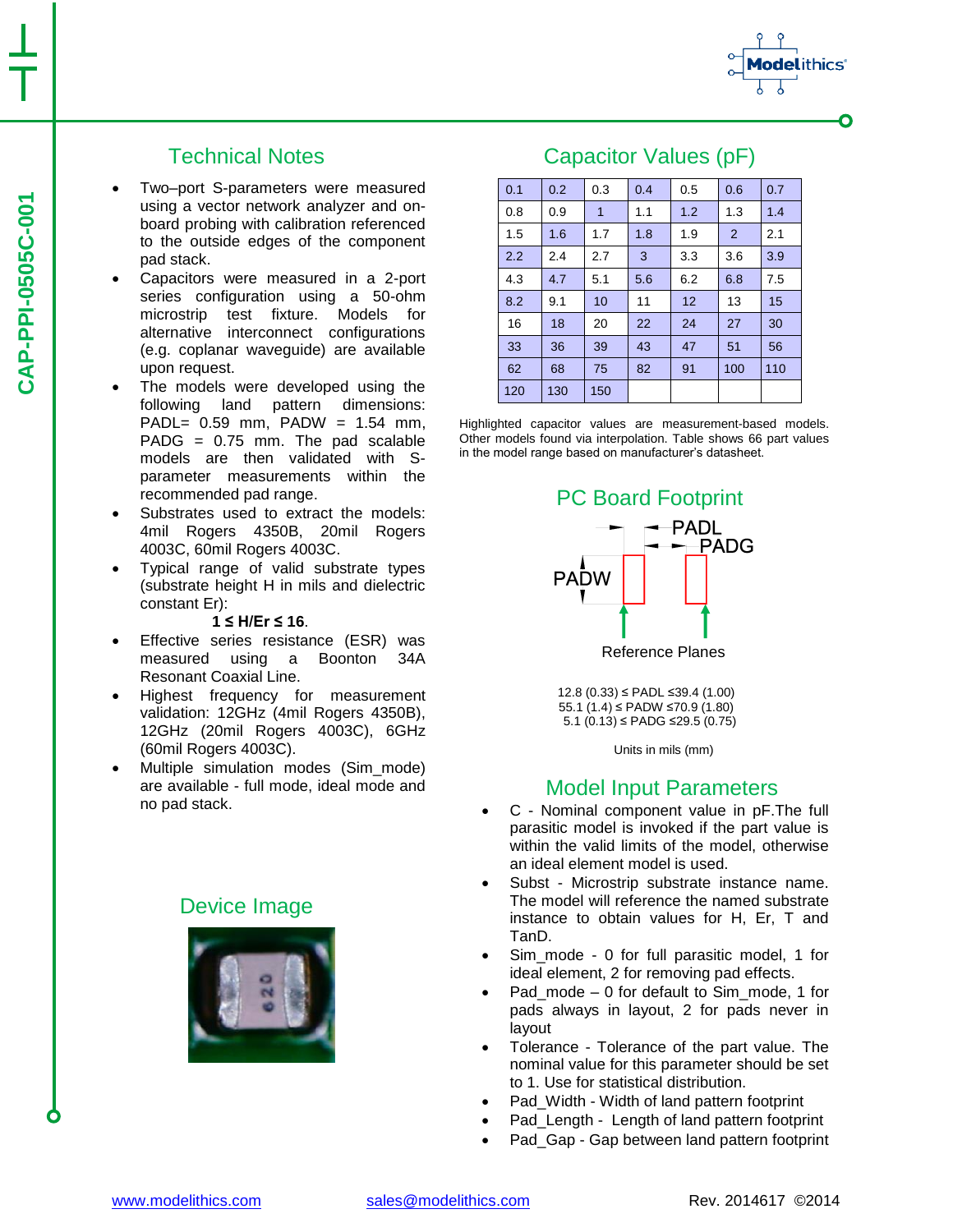CAP-PPI-0505C-001

## Technical Notes

- Two–port S-parameters were measured using a vector network analyzer and on-board probing with calibration referenced to the outside edges of the component pad stack.
- Capacitors were measured in a 2-port series configuration using a 50-ohm microstrip test fixture. Models for alternative interconnect configurations (e.g. coplanar waveguide) are available upon request.
- The models were developed using the following land pattern dimensions: PADL= 0.59 mm, PADW = 1.54 mm, PADG = 0.75 mm. The pad scalable models are then validated with S-parameter measurements within the recommended pad range.
- Substrates used to extract the models: 4mil Rogers 4350B, 20mil Rogers 4003C, 60mil Rogers 4003C.
- Typical range of valid substrate types (substrate height H in mils and dielectric constant Er):
  **1 ≤ H/Er ≤ 16**.
- Effective series resistance (ESR) was measured using a Boonton 34A Resonant Coaxial Line.
- Highest frequency for measurement validation: 12GHz (4mil Rogers 4350B), 12GHz (20mil Rogers 4003C), 6GHz (60mil Rogers 4003C).
- Multiple simulation modes (Sim_mode) are available - full mode, ideal mode and no pad stack.

## Capacitor Values (pF)

| 0.1 | 0.2 | 0.3 | 0.4 | 0.5 | 0.6 | 0.7 |
|---|---|---|---|---|---|---|
| 0.8 | 0.9 | 1 | 1.1 | 1.2 | 1.3 | 1.4 |
| 1.5 | 1.6 | 1.7 | 1.8 | 1.9 | 2 | 2.1 |
| 2.2 | 2.4 | 2.7 | 3 | 3.3 | 3.6 | 3.9 |
| 4.3 | 4.7 | 5.1 | 5.6 | 6.2 | 6.8 | 7.5 |
| 8.2 | 9.1 | 10 | 11 | 12 | 13 | 15 |
| 16 | 18 | 20 | 22 | 24 | 27 | 30 |
| 33 | 36 | 39 | 43 | 47 | 51 | 56 |
| 62 | 68 | 75 | 82 | 91 | 100 | 110 |
| 120 | 130 | 150 | | | | |

Highlighted capacitor values are measurement-based models. Other models found via interpolation. Table shows 66 part values in the model range based on manufacturer's datasheet.

## PC Board Footprint

PADL

PADG

PADW

Reference Planes

12.8 (0.33) ≤ PADL ≤39.4 (1.00)
55.1 (1.4) ≤ PADW ≤70.9 (1.80)
5.1 (0.13) ≤ PADG ≤29.5 (0.75)

Units in mils (mm)

## Model Input Parameters

- C - Nominal component value in pF.The full parasitic model is invoked if the part value is within the valid limits of the model, otherwise an ideal element model is used.
- Subst - Microstrip substrate instance name. The model will reference the named substrate instance to obtain values for H, Er, T and TanD.
- Sim_mode - 0 for full parasitic model, 1 for ideal element, 2 for removing pad effects.
- Pad_mode – 0 for default to Sim_mode, 1 for pads always in layout, 2 for pads never in layout
- Tolerance - Tolerance of the part value. The nominal value for this parameter should be set to 1. Use for statistical distribution.
- Pad_Width - Width of land pattern footprint
- Pad_Length - Length of land pattern footprint
- Pad_Gap - Gap between land pattern footprint

## Device Image

www.modelithics.com sales@modelithics.com Rev. 2014617 ©2014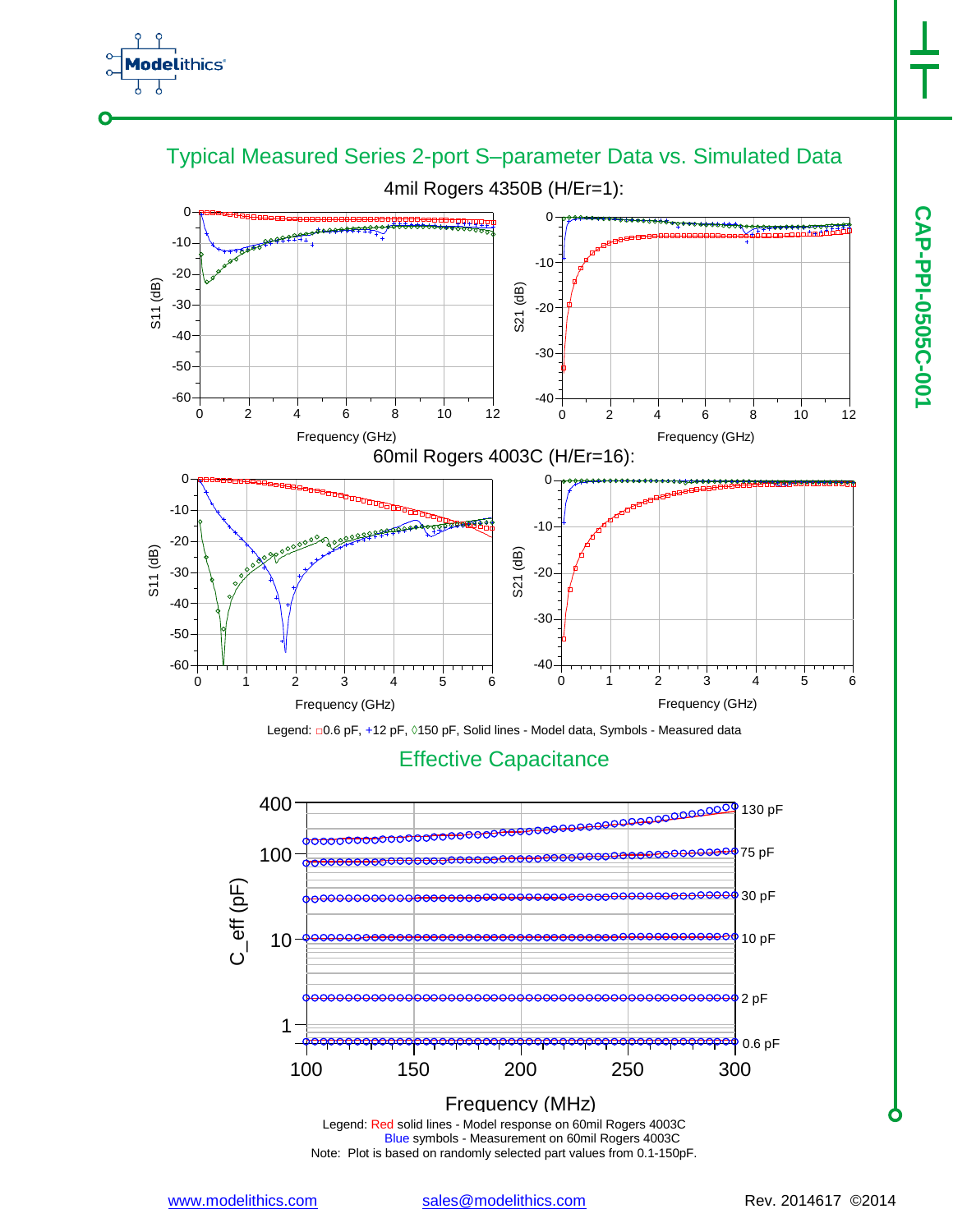## Typical Measured Series 2-port S–parameter Data vs. Simulated Data

4mil Rogers 4350B (H/Er=1):

60mil Rogers 4003C (H/Er=16):

Legend: □0.6 pF, +12 pF, ◊150 pF, Solid lines - Model data, Symbols - Measured data

## Effective Capacitance

Legend: Red solid lines - Model response on 60mil Rogers 4003C
Blue symbols - Measurement on 60mil Rogers 4003C
Note: Plot is based on randomly selected part values from 0.1-150pF.

CAP-PPI-0505C-001

www.modelithics.com sales@modelithics.com Rev. 2014617 ©2014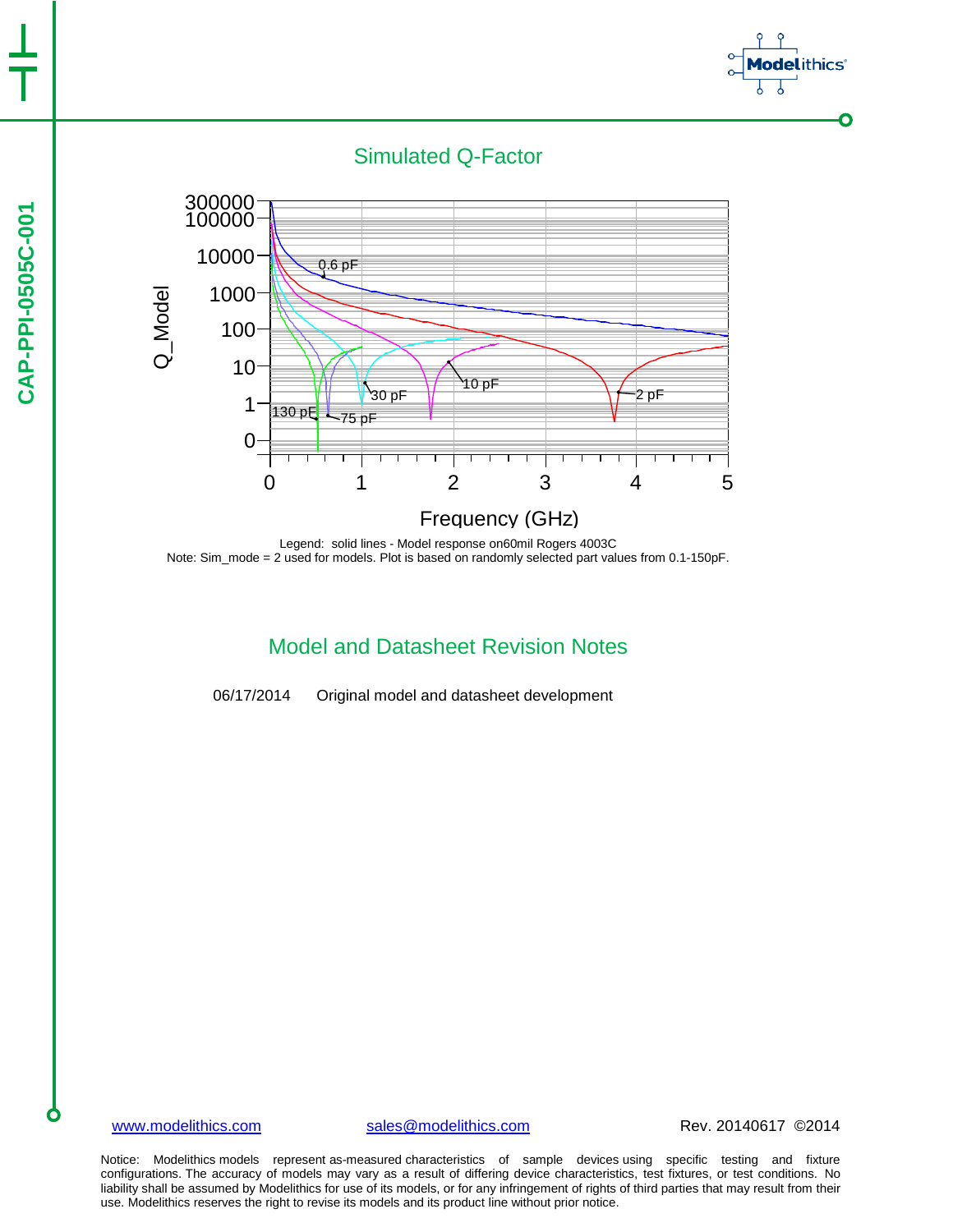## Simulated Q-Factor

Legend: solid lines - Model response on60mil Rogers 4003C
Note: Sim_mode = 2 used for models. Plot is based on randomly selected part values from 0.1-150pF.

## Model and Datasheet Revision Notes

06/17/2014 Original model and datasheet development

www.modelithics.com sales@modelithics.com Rev. 20140617 ©2014

Notice: Modelithics models represent as-measured characteristics of sample devices using specific testing and fixture configurations. The accuracy of models may vary as a result of differing device characteristics, test fixtures, or test conditions. No liability shall be assumed by Modelithics for use of its models, or for any infringement of rights of third parties that may result from their use. Modelithics reserves the right to revise its models and its product line without prior notice.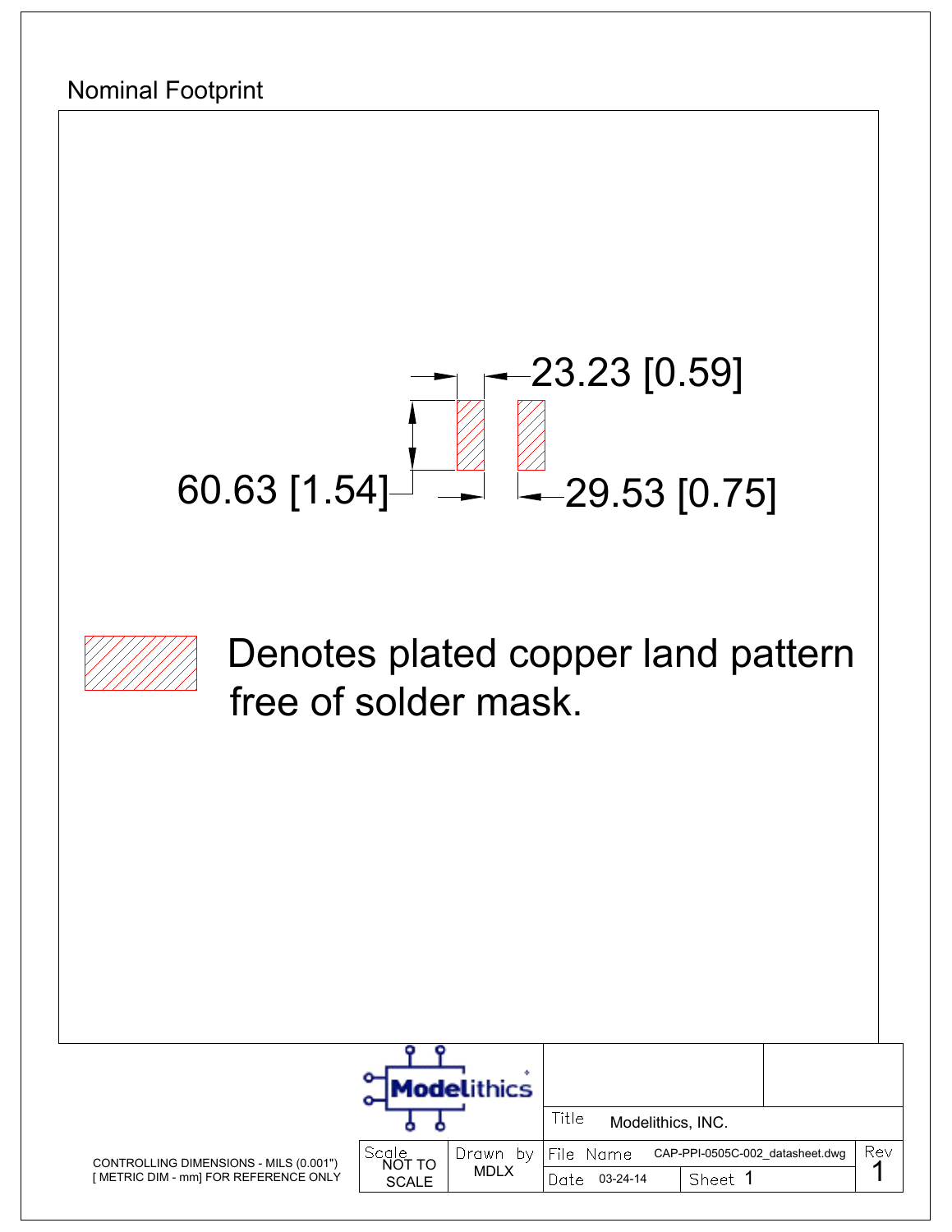## Nominal Footprint

23.23 [0.59]

60.63 [1.54]

29.53 [0.75]

Denotes plated copper land pattern free of solder mask.

CONTROLLING DIMENSIONS - MILS (0.001")
[ METRIC DIM - mm] FOR REFERENCE ONLY

| | | | | |
|---|---|---|---|---|
| Scale NOT TO SCALE | Drawn by MDLX | Title Modelithics, INC. | | |
| | | File Name CAP-PPI-0505C-002_datasheet.dwg | | Rev 1 |
| | | Date 03-24-14 | Sheet 1 | |